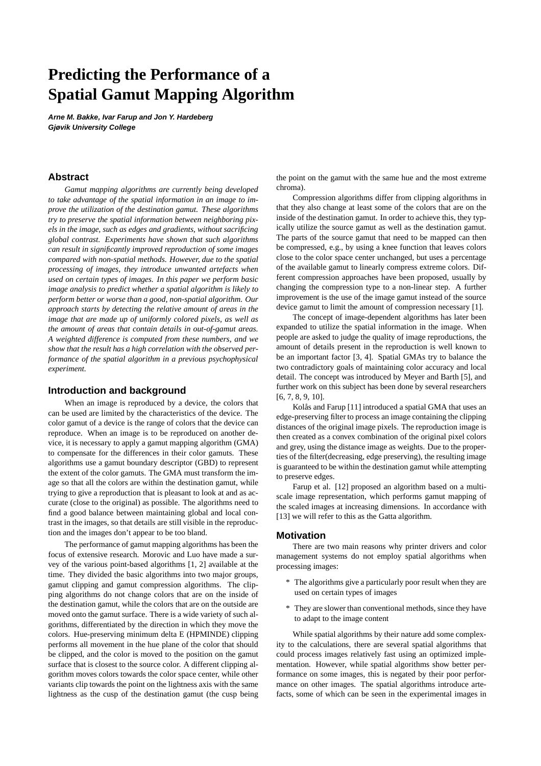# Predicting the Performance of a Spatial Gamut Mapping Algorithm

***Arne M. Bakke, Ivar Farup and Jon Y. Hardeberg***
***Gjøvik University College***

## Abstract

*Gamut mapping algorithms are currently being developed to take advantage of the spatial information in an image to improve the utilization of the destination gamut. These algorithms try to preserve the spatial information between neighboring pixels in the image, such as edges and gradients, without sacrificing global contrast. Experiments have shown that such algorithms can result in significantly improved reproduction of some images compared with non-spatial methods. However, due to the spatial processing of images, they introduce unwanted artefacts when used on certain types of images. In this paper we perform basic image analysis to predict whether a spatial algorithm is likely to perform better or worse than a good, non-spatial algorithm. Our approach starts by detecting the relative amount of areas in the image that are made up of uniformly colored pixels, as well as the amount of areas that contain details in out-of-gamut areas. A weighted difference is computed from these numbers, and we show that the result has a high correlation with the observed performance of the spatial algorithm in a previous psychophysical experiment.*

## Introduction and background

When an image is reproduced by a device, the colors that can be used are limited by the characteristics of the device. The color gamut of a device is the range of colors that the device can reproduce. When an image is to be reproduced on another device, it is necessary to apply a gamut mapping algorithm (GMA) to compensate for the differences in their color gamuts. These algorithms use a gamut boundary descriptor (GBD) to represent the extent of the color gamuts. The GMA must transform the image so that all the colors are within the destination gamut, while trying to give a reproduction that is pleasant to look at and as accurate (close to the original) as possible. The algorithms need to find a good balance between maintaining global and local contrast in the images, so that details are still visible in the reproduction and the images don't appear to be too bland.

The performance of gamut mapping algorithms has been the focus of extensive research. Morovic and Luo have made a survey of the various point-based algorithms [1, 2] available at the time. They divided the basic algorithms into two major groups, gamut clipping and gamut compression algorithms. The clipping algorithms do not change colors that are on the inside of the destination gamut, while the colors that are on the outside are moved onto the gamut surface. There is a wide variety of such algorithms, differentiated by the direction in which they move the colors. Hue-preserving minimum delta E (HPMINDE) clipping performs all movement in the hue plane of the color that should be clipped, and the color is moved to the position on the gamut surface that is closest to the source color. A different clipping algorithm moves colors towards the color space center, while other variants clip towards the point on the lightness axis with the same lightness as the cusp of the destination gamut (the cusp being the point on the gamut with the same hue and the most extreme chroma).

Compression algorithms differ from clipping algorithms in that they also change at least some of the colors that are on the inside of the destination gamut. In order to achieve this, they typically utilize the source gamut as well as the destination gamut. The parts of the source gamut that need to be mapped can then be compressed, e.g., by using a knee function that leaves colors close to the color space center unchanged, but uses a percentage of the available gamut to linearly compress extreme colors. Different compression approaches have been proposed, usually by changing the compression type to a non-linear step. A further improvement is the use of the image gamut instead of the source device gamut to limit the amount of compression necessary [1].

The concept of image-dependent algorithms has later been expanded to utilize the spatial information in the image. When people are asked to judge the quality of image reproductions, the amount of details present in the reproduction is well known to be an important factor [3, 4]. Spatial GMAs try to balance the two contradictory goals of maintaining color accuracy and local detail. The concept was introduced by Meyer and Barth [5], and further work on this subject has been done by several researchers [6, 7, 8, 9, 10].

Kolås and Farup [11] introduced a spatial GMA that uses an edge-preserving filter to process an image containing the clipping distances of the original image pixels. The reproduction image is then created as a convex combination of the original pixel colors and grey, using the distance image as weights. Due to the properties of the filter(decreasing, edge preserving), the resulting image is guaranteed to be within the destination gamut while attempting to preserve edges.

Farup et al. [12] proposed an algorithm based on a multi-scale image representation, which performs gamut mapping of the scaled images at increasing dimensions. In accordance with [13] we will refer to this as the Gatta algorithm.

## Motivation

There are two main reasons why printer drivers and color management systems do not employ spatial algorithms when processing images:

* The algorithms give a particularly poor result when they are used on certain types of images
* They are slower than conventional methods, since they have to adapt to the image content

While spatial algorithms by their nature add some complexity to the calculations, there are several spatial algorithms that could process images relatively fast using an optimized implementation. However, while spatial algorithms show better performance on some images, this is negated by their poor performance on other images. The spatial algorithms introduce artefacts, some of which can be seen in the experimental images in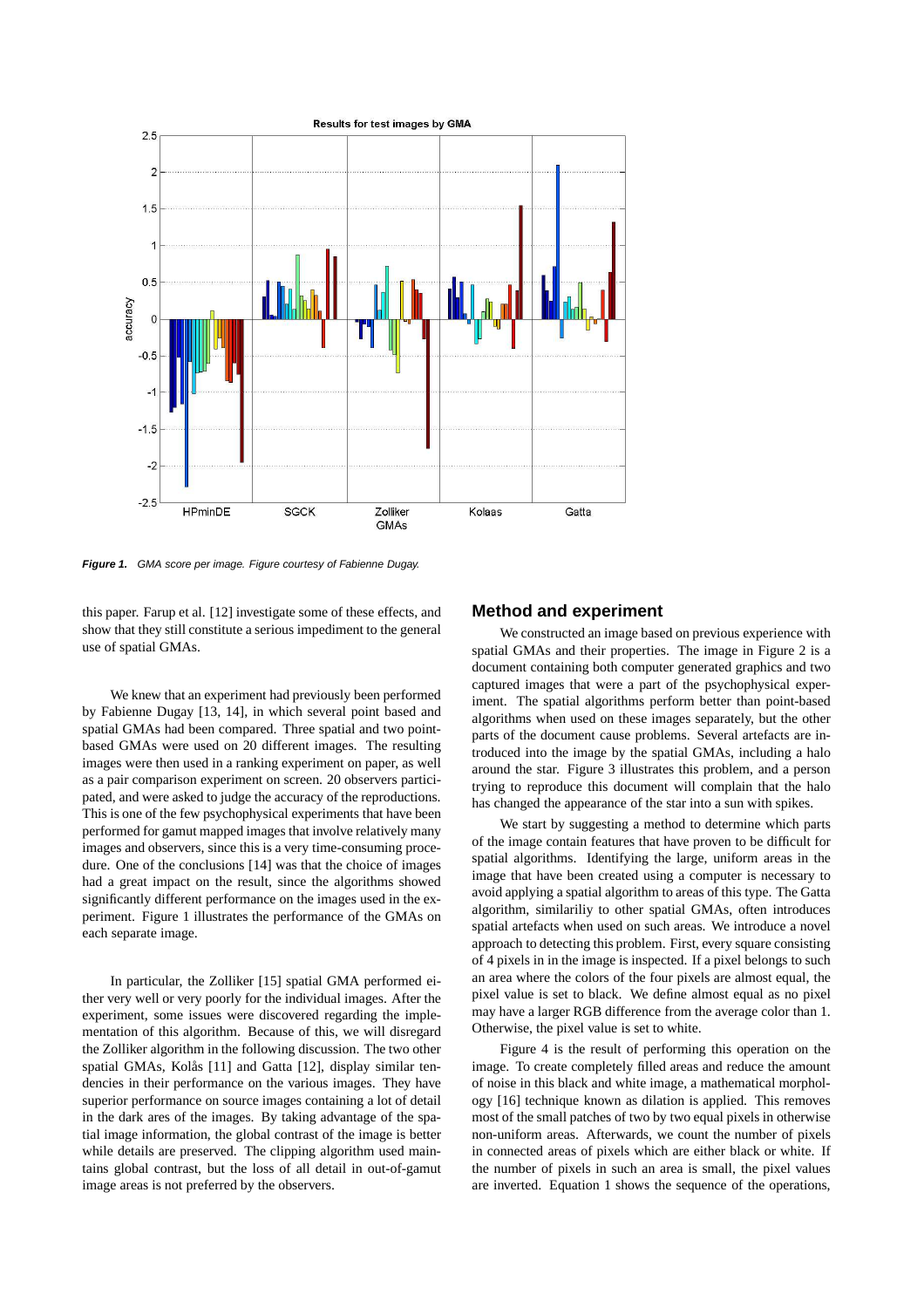Results for test images by GMA

*Figure 1. GMA score per image. Figure courtesy of Fabienne Dugay.*

this paper. Farup et al. [12] investigate some of these effects, and show that they still constitute a serious impediment to the general use of spatial GMAs.

We knew that an experiment had previously been performed by Fabienne Dugay [13, 14], in which several point based and spatial GMAs had been compared. Three spatial and two point-based GMAs were used on 20 different images. The resulting images were then used in a ranking experiment on paper, as well as a pair comparison experiment on screen. 20 observers participated, and were asked to judge the accuracy of the reproductions. This is one of the few psychophysical experiments that have been performed for gamut mapped images that involve relatively many images and observers, since this is a very time-consuming procedure. One of the conclusions [14] was that the choice of images had a great impact on the result, since the algorithms showed significantly different performance on the images used in the experiment. Figure 1 illustrates the performance of the GMAs on each separate image.

In particular, the Zolliker [15] spatial GMA performed either very well or very poorly for the individual images. After the experiment, some issues were discovered regarding the implementation of this algorithm. Because of this, we will disregard the Zolliker algorithm in the following discussion. The two other spatial GMAs, Kolås [11] and Gatta [12], display similar tendencies in their performance on the various images. They have superior performance on source images containing a lot of detail in the dark ares of the images. By taking advantage of the spatial image information, the global contrast of the image is better while details are preserved. The clipping algorithm used maintains global contrast, but the loss of all detail in out-of-gamut image areas is not preferred by the observers.

## Method and experiment

We constructed an image based on previous experience with spatial GMAs and their properties. The image in Figure 2 is a document containing both computer generated graphics and two captured images that were a part of the psychophysical experiment. The spatial algorithms perform better than point-based algorithms when used on these images separately, but the other parts of the document cause problems. Several artefacts are introduced into the image by the spatial GMAs, including a halo around the star. Figure 3 illustrates this problem, and a person trying to reproduce this document will complain that the halo has changed the appearance of the star into a sun with spikes.

We start by suggesting a method to determine which parts of the image contain features that have proven to be difficult for spatial algorithms. Identifying the large, uniform areas in the image that have been created using a computer is necessary to avoid applying a spatial algorithm to areas of this type. The Gatta algorithm, similariliy to other spatial GMAs, often introduces spatial artefacts when used on such areas. We introduce a novel approach to detecting this problem. First, every square consisting of 4 pixels in in the image is inspected. If a pixel belongs to such an area where the colors of the four pixels are almost equal, the pixel value is set to black. We define almost equal as no pixel may have a larger RGB difference from the average color than 1. Otherwise, the pixel value is set to white.

Figure 4 is the result of performing this operation on the image. To create completely filled areas and reduce the amount of noise in this black and white image, a mathematical morphology [16] technique known as dilation is applied. This removes most of the small patches of two by two equal pixels in otherwise non-uniform areas. Afterwards, we count the number of pixels in connected areas of pixels which are either black or white. If the number of pixels in such an area is small, the pixel values are inverted. Equation 1 shows the sequence of the operations,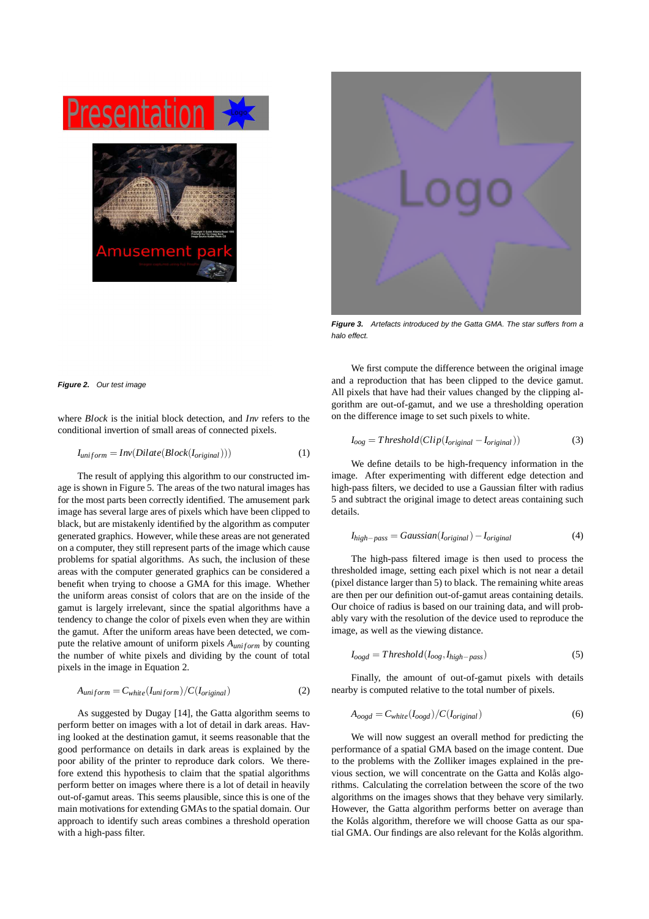*Figure 2. Our test image*

where *Block* is the initial block detection, and *Inv* refers to the conditional invertion of small areas of connected pixels.

$$I_{uniform} = Inv(Dilate(Block(I_{original}))) \quad (1)$$

The result of applying this algorithm to our constructed image is shown in Figure 5. The areas of the two natural images has for the most parts been correctly identified. The amusement park image has several large ares of pixels which have been clipped to black, but are mistakenly identified by the algorithm as computer generated graphics. However, while these areas are not generated on a computer, they still represent parts of the image which cause problems for spatial algorithms. As such, the inclusion of these areas with the computer generated graphics can be considered a benefit when trying to choose a GMA for this image. Whether the uniform areas consist of colors that are on the inside of the gamut is largely irrelevant, since the spatial algorithms have a tendency to change the color of pixels even when they are within the gamut. After the uniform areas have been detected, we compute the relative amount of uniform pixels $A_{uniform}$ by counting the number of white pixels and dividing by the count of total pixels in the image in Equation 2.

$$A_{uniform} = C_{white}(I_{uniform})/C(I_{original}) \quad (2)$$

As suggested by Dugay [14], the Gatta algorithm seems to perform better on images with a lot of detail in dark areas. Having looked at the destination gamut, it seems reasonable that the good performance on details in dark areas is explained by the poor ability of the printer to reproduce dark colors. We therefore extend this hypothesis to claim that the spatial algorithms perform better on images where there is a lot of detail in heavily out-of-gamut areas. This seems plausible, since this is one of the main motivations for extending GMAs to the spatial domain. Our approach to identify such areas combines a threshold operation with a high-pass filter.

*Figure 3. Artefacts introduced by the Gatta GMA. The star suffers from a halo effect.*

We first compute the difference between the original image and a reproduction that has been clipped to the device gamut. All pixels that have had their values changed by the clipping algorithm are out-of-gamut, and we use a thresholding operation on the difference image to set such pixels to white.

$$I_{oog} = Threshold(Clip(I_{original} - I_{original})) \quad (3)$$

We define details to be high-frequency information in the image. After experimenting with different edge detection and high-pass filters, we decided to use a Gaussian filter with radius 5 and subtract the original image to detect areas containing such details.

$$I_{high-pass} = Gaussian(I_{original}) - I_{original} \quad (4)$$

The high-pass filtered image is then used to process the thresholded image, setting each pixel which is not near a detail (pixel distance larger than 5) to black. The remaining white areas are then per our definition out-of-gamut areas containing details. Our choice of radius is based on our training data, and will probably vary with the resolution of the device used to reproduce the image, as well as the viewing distance.

$$I_{oogd} = Threshold(I_{oog}, I_{high-pass}) \quad (5)$$

Finally, the amount of out-of-gamut pixels with details nearby is computed relative to the total number of pixels.

$$A_{oogd} = C_{white}(I_{oogd})/C(I_{original}) \quad (6)$$

We will now suggest an overall method for predicting the performance of a spatial GMA based on the image content. Due to the problems with the Zolliker images explained in the previous section, we will concentrate on the Gatta and Kolås algorithms. Calculating the correlation between the score of the two algorithms on the images shows that they behave very similarly. However, the Gatta algorithm performs better on average than the Kolås algorithm, therefore we will choose Gatta as our spatial GMA. Our findings are also relevant for the Kolås algorithm.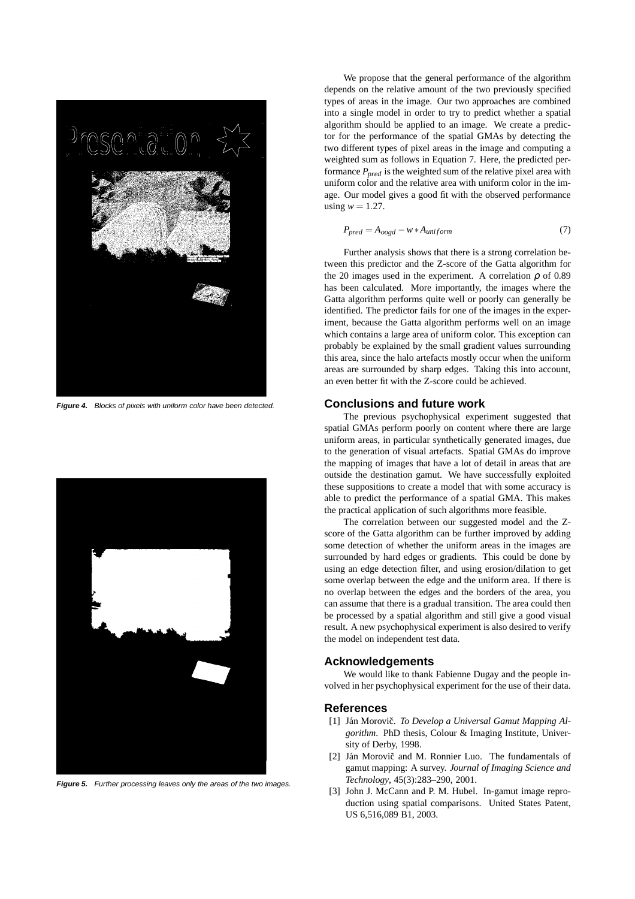Figure 4. Blocks of pixels with uniform color have been detected.

Figure 5. Further processing leaves only the areas of the two images.

We propose that the general performance of the algorithm depends on the relative amount of the two previously specified types of areas in the image. Our two approaches are combined into a single model in order to try to predict whether a spatial algorithm should be applied to an image. We create a predictor for the performance of the spatial GMAs by detecting the two different types of pixel areas in the image and computing a weighted sum as follows in Equation 7. Here, the predicted performance $P_{pred}$ is the weighted sum of the relative pixel area with uniform color and the relative area with uniform color in the image. Our model gives a good fit with the observed performance using $w = 1.27$.

$$P_{pred} = A_{oogd} - w * A_{uniform} \tag{7}$$

Further analysis shows that there is a strong correlation between this predictor and the Z-score of the Gatta algorithm for the 20 images used in the experiment. A correlation $\rho$ of 0.89 has been calculated. More importantly, the images where the Gatta algorithm performs quite well or poorly can generally be identified. The predictor fails for one of the images in the experiment, because the Gatta algorithm performs well on an image which contains a large area of uniform color. This exception can probably be explained by the small gradient values surrounding this area, since the halo artefacts mostly occur when the uniform areas are surrounded by sharp edges. Taking this into account, an even better fit with the Z-score could be achieved.

## Conclusions and future work

The previous psychophysical experiment suggested that spatial GMAs perform poorly on content where there are large uniform areas, in particular synthetically generated images, due to the generation of visual artefacts. Spatial GMAs do improve the mapping of images that have a lot of detail in areas that are outside the destination gamut. We have successfully exploited these suppositions to create a model that with some accuracy is able to predict the performance of a spatial GMA. This makes the practical application of such algorithms more feasible.

The correlation between our suggested model and the Z-score of the Gatta algorithm can be further improved by adding some detection of whether the uniform areas in the images are surrounded by hard edges or gradients. This could be done by using an edge detection filter, and using erosion/dilation to get some overlap between the edge and the uniform area. If there is no overlap between the edges and the borders of the area, you can assume that there is a gradual transition. The area could then be processed by a spatial algorithm and still give a good visual result. A new psychophysical experiment is also desired to verify the model on independent test data.

## Acknowledgements

We would like to thank Fabienne Dugay and the people involved in her psychophysical experiment for the use of their data.

## References

[1] Ján Morovič. *To Develop a Universal Gamut Mapping Algorithm*. PhD thesis, Colour & Imaging Institute, University of Derby, 1998.

[2] Ján Morovič and M. Ronnier Luo. The fundamentals of gamut mapping: A survey. *Journal of Imaging Science and Technology*, 45(3):283–290, 2001.

[3] John J. McCann and P. M. Hubel. In-gamut image reproduction using spatial comparisons. United States Patent, US 6,516,089 B1, 2003.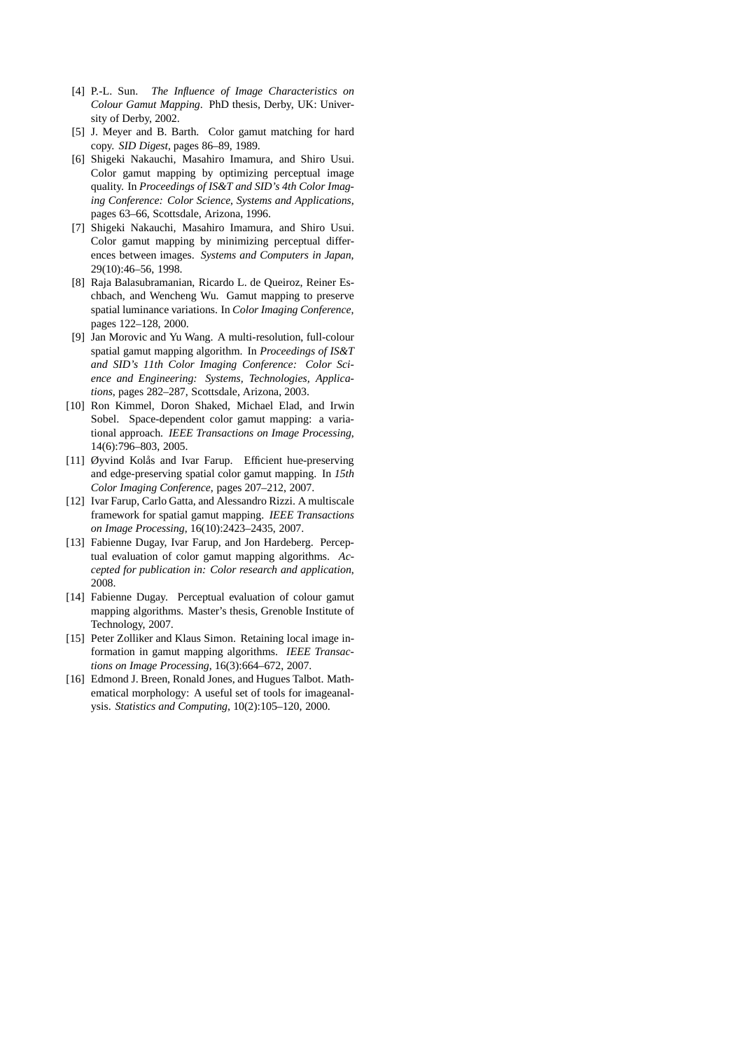[4] P.-L. Sun. *The Influence of Image Characteristics on Colour Gamut Mapping*. PhD thesis, Derby, UK: University of Derby, 2002.

[5] J. Meyer and B. Barth. Color gamut matching for hard copy. *SID Digest*, pages 86–89, 1989.

[6] Shigeki Nakauchi, Masahiro Imamura, and Shiro Usui. Color gamut mapping by optimizing perceptual image quality. In *Proceedings of IS&T and SID's 4th Color Imaging Conference: Color Science, Systems and Applications*, pages 63–66, Scottsdale, Arizona, 1996.

[7] Shigeki Nakauchi, Masahiro Imamura, and Shiro Usui. Color gamut mapping by minimizing perceptual differences between images. *Systems and Computers in Japan*, 29(10):46–56, 1998.

[8] Raja Balasubramanian, Ricardo L. de Queiroz, Reiner Eschbach, and Wencheng Wu. Gamut mapping to preserve spatial luminance variations. In *Color Imaging Conference*, pages 122–128, 2000.

[9] Jan Morovic and Yu Wang. A multi-resolution, full-colour spatial gamut mapping algorithm. In *Proceedings of IS&T and SID's 11th Color Imaging Conference: Color Science and Engineering: Systems, Technologies, Applications*, pages 282–287, Scottsdale, Arizona, 2003.

[10] Ron Kimmel, Doron Shaked, Michael Elad, and Irwin Sobel. Space-dependent color gamut mapping: a variational approach. *IEEE Transactions on Image Processing*, 14(6):796–803, 2005.

[11] Øyvind Kolås and Ivar Farup. Efficient hue-preserving and edge-preserving spatial color gamut mapping. In *15th Color Imaging Conference*, pages 207–212, 2007.

[12] Ivar Farup, Carlo Gatta, and Alessandro Rizzi. A multiscale framework for spatial gamut mapping. *IEEE Transactions on Image Processing*, 16(10):2423–2435, 2007.

[13] Fabienne Dugay, Ivar Farup, and Jon Hardeberg. Perceptual evaluation of color gamut mapping algorithms. *Accepted for publication in: Color research and application*, 2008.

[14] Fabienne Dugay. Perceptual evaluation of colour gamut mapping algorithms. Master's thesis, Grenoble Institute of Technology, 2007.

[15] Peter Zolliker and Klaus Simon. Retaining local image information in gamut mapping algorithms. *IEEE Transactions on Image Processing*, 16(3):664–672, 2007.

[16] Edmond J. Breen, Ronald Jones, and Hugues Talbot. Mathematical morphology: A useful set of tools for imageanalysis. *Statistics and Computing*, 10(2):105–120, 2000.